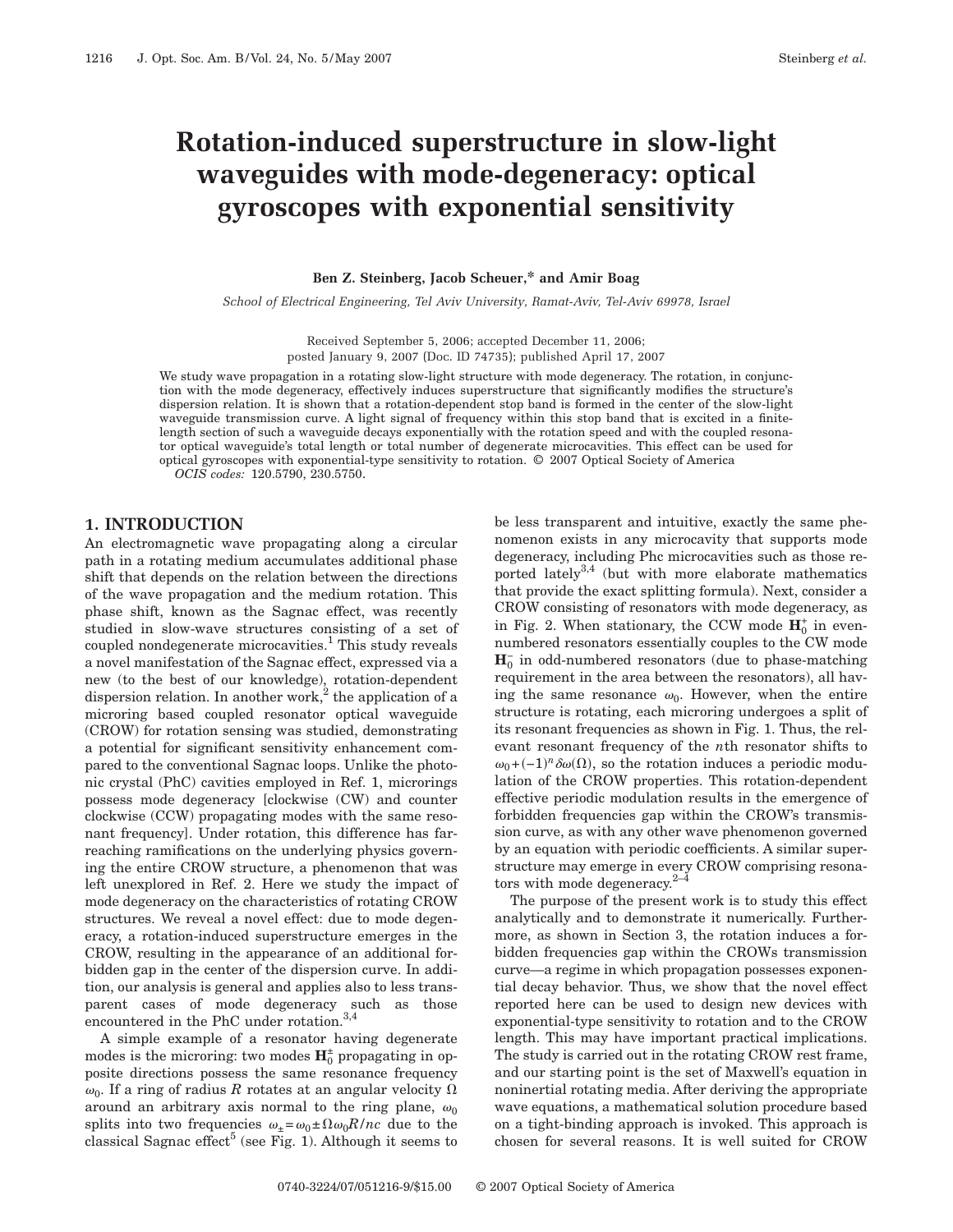# Rotation-induced superstructure in slow-light waveguides with mode-degeneracy: optical gyroscopes with exponential sensitivity

**Ben Z. Steinberg, Jacob Scheuer,\* and Amir Boag**

*School of Electrical Engineering, Tel Aviv University, Ramat-Aviv, Tel-Aviv 69978, Israel*

Received September 5, 2006; accepted December 11, 2006;
posted January 9, 2007 (Doc. ID 74735); published April 17, 2007

We study wave propagation in a rotating slow-light structure with mode degeneracy. The rotation, in conjunction with the mode degeneracy, effectively induces superstructure that significantly modifies the structure's dispersion relation. It is shown that a rotation-dependent stop band is formed in the center of the slow-light waveguide transmission curve. A light signal of frequency within this stop band that is excited in a finite-length section of such a waveguide decays exponentially with the rotation speed and with the coupled resonator optical waveguide's total length or total number of degenerate microcavities. This effect can be used for optical gyroscopes with exponential-type sensitivity to rotation. © 2007 Optical Society of America

*OCIS codes:* 120.5790, 230.5750.

## 1. INTRODUCTION

An electromagnetic wave propagating along a circular path in a rotating medium accumulates additional phase shift that depends on the relation between the directions of the wave propagation and the medium rotation. This phase shift, known as the Sagnac effect, was recently studied in slow-wave structures consisting of a set of coupled nondegenerate microcavities.[1] This study reveals a novel manifestation of the Sagnac effect, expressed via a new (to the best of our knowledge), rotation-dependent dispersion relation. In another work,[2] the application of a microring based coupled resonator optical waveguide (CROW) for rotation sensing was studied, demonstrating a potential for significant sensitivity enhancement compared to the conventional Sagnac loops. Unlike the photonic crystal (PhC) cavities employed in Ref. 1, microrings possess mode degeneracy [clockwise (CW) and counter clockwise (CCW) propagating modes with the same resonant frequency]. Under rotation, this difference has far-reaching ramifications on the underlying physics governing the entire CROW structure, a phenomenon that was left unexplored in Ref. 2. Here we study the impact of mode degeneracy on the characteristics of rotating CROW structures. We reveal a novel effect: due to mode degeneracy, a rotation-induced superstructure emerges in the CROW, resulting in the appearance of an additional forbidden gap in the center of the dispersion curve. In addition, our analysis is general and applies also to less transparent cases of mode degeneracy such as those encountered in the PhC under rotation.[3,4]

A simple example of a resonator having degenerate modes is the microring: two modes $\mathbf{H}_0^{\pm}$ propagating in opposite directions possess the same resonance frequency $\omega_0$. If a ring of radius $R$ rotates at an angular velocity $\Omega$ around an arbitrary axis normal to the ring plane, $\omega_0$ splits into two frequencies $\omega_{\pm}=\omega_0 \pm \Omega\omega_0 R/nc$ due to the classical Sagnac effect[5] (see Fig. 1). Although it seems to be less transparent and intuitive, exactly the same phenomenon exists in any microcavity that supports mode degeneracy, including Phc microcavities such as those reported lately[3,4] (but with more elaborate mathematics that provide the exact splitting formula). Next, consider a CROW consisting of resonators with mode degeneracy, as in Fig. 2. When stationary, the CCW mode $\mathbf{H}_0^{+}$ in even-numbered resonators essentially couples to the CW mode $\mathbf{H}_0^{-}$ in odd-numbered resonators (due to phase-matching requirement in the area between the resonators), all having the same resonance $\omega_0$. However, when the entire structure is rotating, each microring undergoes a split of its resonant frequencies as shown in Fig. 1. Thus, the relevant resonant frequency of the $n$th resonator shifts to $\omega_0+(-1)^n\delta\omega(\Omega)$, so the rotation induces a periodic modulation of the CROW properties. This rotation-dependent effective periodic modulation results in the emergence of forbidden frequencies gap within the CROW's transmission curve, as with any other wave phenomenon governed by an equation with periodic coefficients. A similar superstructure may emerge in every CROW comprising resonators with mode degeneracy.[2–4]

The purpose of the present work is to study this effect analytically and to demonstrate it numerically. Furthermore, as shown in Section 3, the rotation induces a forbidden frequencies gap within the CROWs transmission curve—a regime in which propagation possesses exponential decay behavior. Thus, we show that the novel effect reported here can be used to design new devices with exponential-type sensitivity to rotation and to the CROW length. This may have important practical implications. The study is carried out in the rotating CROW rest frame, and our starting point is the set of Maxwell's equation in noninertial rotating media. After deriving the appropriate wave equations, a mathematical solution procedure based on a tight-binding approach is invoked. This approach is chosen for several reasons. It is well suited for CROW

0740-3224/07/051216-9/$15.00 © 2007 Optical Society of America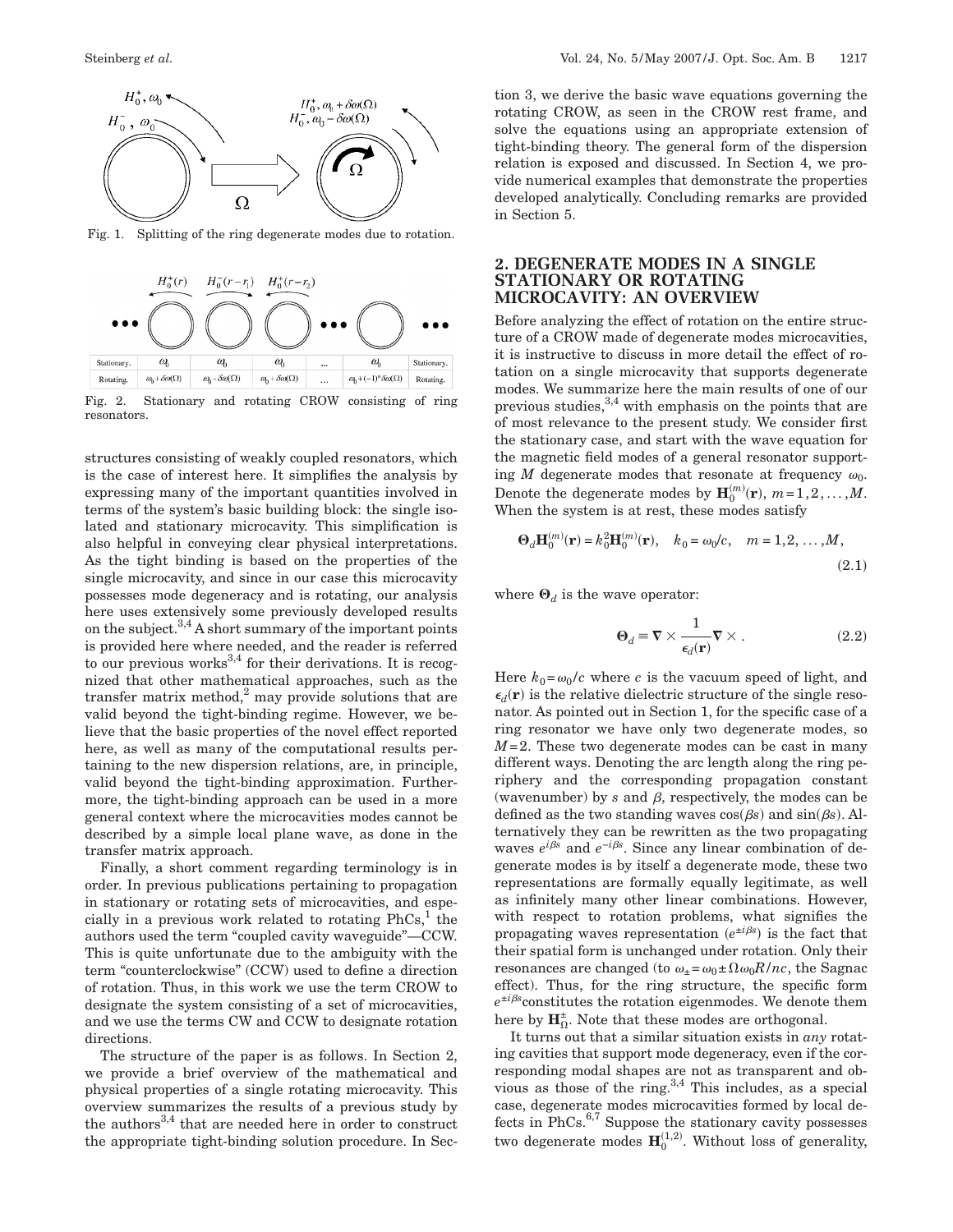Fig. 1. Splitting of the ring degenerate modes due to rotation.

| Stationary. | $\omega_0$ | $\omega_0$ | $\omega_0$ | ... | $\omega_0$ | Stationary. |
| --- | --- | --- | --- | --- | --- | --- |
| Rotating. | $\omega_0+\delta\omega(\Omega)$ | $\omega_0-\delta\omega(\Omega)$ | $\omega_0+\delta\omega(\Omega)$ | ... | $\omega_0+(-1)^n\delta\omega(\Omega)$ | Rotating. |

Fig. 2. Stationary and rotating CROW consisting of ring resonators.

structures consisting of weakly coupled resonators, which is the case of interest here. It simplifies the analysis by expressing many of the important quantities involved in terms of the system's basic building block: the single isolated and stationary microcavity. This simplification is also helpful in conveying clear physical interpretations. As the tight binding is based on the properties of the single microcavity, and since in our case this microcavity possesses mode degeneracy and is rotating, our analysis here uses extensively some previously developed results on the subject.[3,4] A short summary of the important points is provided here where needed, and the reader is referred to our previous works[3,4] for their derivations. It is recognized that other mathematical approaches, such as the transfer matrix method,[2] may provide solutions that are valid beyond the tight-binding regime. However, we believe that the basic properties of the novel effect reported here, as well as many of the computational results pertaining to the new dispersion relations, are, in principle, valid beyond the tight-binding approximation. Furthermore, the tight-binding approach can be used in a more general context where the microcavities modes cannot be described by a simple local plane wave, as done in the transfer matrix approach.

Finally, a short comment regarding terminology is in order. In previous publications pertaining to propagation in stationary or rotating sets of microcavities, and especially in a previous work related to rotating PhCs,[1] the authors used the term "coupled cavity waveguide"—CCW. This is quite unfortunate due to the ambiguity with the term "counterclockwise" (CCW) used to define a direction of rotation. Thus, in this work we use the term CROW to designate the system consisting of a set of microcavities, and we use the terms CW and CCW to designate rotation directions.

The structure of the paper is as follows. In Section 2, we provide a brief overview of the mathematical and physical properties of a single rotating microcavity. This overview summarizes the results of a previous study by the authors[3,4] that are needed here in order to construct the appropriate tight-binding solution procedure. In Section 3, we derive the basic wave equations governing the rotating CROW, as seen in the CROW rest frame, and solve the equations using an appropriate extension of tight-binding theory. The general form of the dispersion relation is exposed and discussed. In Section 4, we provide numerical examples that demonstrate the properties developed analytically. Concluding remarks are provided in Section 5.

## 2. DEGENERATE MODES IN A SINGLE STATIONARY OR ROTATING MICROCAVITY: AN OVERVIEW

Before analyzing the effect of rotation on the entire structure of a CROW made of degenerate modes microcavities, it is instructive to discuss in more detail the effect of rotation on a single microcavity that supports degenerate modes. We summarize here the main results of one of our previous studies,[3,4] with emphasis on the points that are of most relevance to the present study. We consider first the stationary case, and start with the wave equation for the magnetic field modes of a general resonator supporting $M$ degenerate modes that resonate at frequency $\omega_0$. Denote the degenerate modes by $\mathbf{H}_0^{(m)}(\mathbf{r})$, $m=1,2,\ldots,M$. When the system is at rest, these modes satisfy

$$\mathbf{\Theta}_d\mathbf{H}_0^{(m)}(\mathbf{r}) = k_0^2\mathbf{H}_0^{(m)}(\mathbf{r}), \quad k_0=\omega_0/c, \quad m=1,2,\ldots,M, \tag{2.1}$$

where $\mathbf{\Theta}_d$ is the wave operator:

$$\mathbf{\Theta}_d \equiv \nabla \times \frac{1}{\epsilon_d(\mathbf{r})}\nabla \times . \tag{2.2}$$

Here $k_0=\omega_0/c$ where $c$ is the vacuum speed of light, and $\epsilon_d(\mathbf{r})$ is the relative dielectric structure of the single resonator. As pointed out in Section 1, for the specific case of a ring resonator we have only two degenerate modes, so $M=2$. These two degenerate modes can be cast in many different ways. Denoting the arc length along the ring periphery and the corresponding propagation constant (wavenumber) by $s$ and $\beta$, respectively, the modes can be defined as the two standing waves $\cos(\beta s)$ and $\sin(\beta s)$. Alternatively they can be rewritten as the two propagating waves $e^{i\beta s}$ and $e^{-i\beta s}$. Since any linear combination of degenerate modes is by itself a degenerate mode, these two representations are formally equally legitimate, as well as infinitely many other linear combinations. However, with respect to rotation problems, what signifies the propagating waves representation ($e^{\pm i\beta s}$) is the fact that their spatial form is unchanged under rotation. Only their resonances are changed (to $\omega_{\pm}=\omega_0 \pm \Omega\omega_0 R/nc$, the Sagnac effect). Thus, for the ring structure, the specific form $e^{\pm i\beta s}$ constitutes the rotation eigenmodes. We denote them here by $\mathbf{H}_\Omega^{\pm}$. Note that these modes are orthogonal.

It turns out that a similar situation exists in *any* rotating cavities that support mode degeneracy, even if the corresponding modal shapes are not as transparent and obvious as those of the ring.[3,4] This includes, as a special case, degenerate modes microcavities formed by local defects in PhCs.[6,7] Suppose the stationary cavity possesses two degenerate modes $\mathbf{H}_0^{(1,2)}$. Without loss of generality,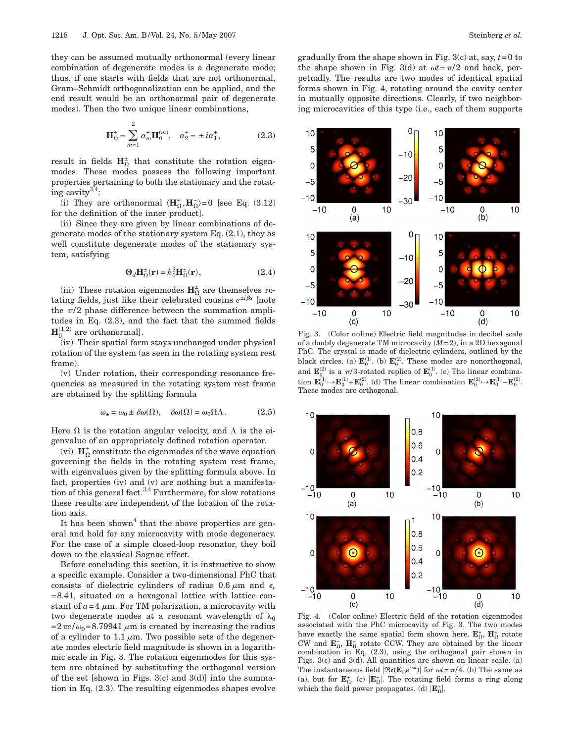they can be assumed mutually orthonormal (every linear combination of degenerate modes is a degenerate mode; thus, if one starts with fields that are not orthonormal, Gram–Schmidt orthogonalization can be applied, and the end result would be an orthonormal pair of degenerate modes). Then the two unique linear combinations,

$$\mathbf{H}_{\Omega}^{\pm} = \sum_{m=1}^{2} a_m^{\pm} \mathbf{H}_0^{(m)}, \quad a_2^{\pm} = \pm i a_1^{\pm}, \tag{2.3}$$

result in fields $\mathbf{H}_{\Omega}^{\pm}$ that constitute the rotation eigenmodes. These modes possess the following important properties pertaining to both the stationary and the rotating cavity[3,4]:

(i) They are orthonormal $\langle \mathbf{H}_{\Omega}^{+}, \mathbf{H}_{\Omega}^{-} \rangle = 0$ [see Eq. (3.12) for the definition of the inner product].

(ii) Since they are given by linear combinations of degenerate modes of the stationary system Eq. (2.1), they as well constitute degenerate modes of the stationary system, satisfying

$$\mathbf{\Theta}_d \mathbf{H}_{\Omega}^{\pm}(\mathbf{r}) = k_0^2 \mathbf{H}_{\Omega}^{\pm}(\mathbf{r}), \tag{2.4}$$

(iii) These rotation eigenmodes $\mathbf{H}_{\Omega}^{\pm}$ are themselves rotating fields, just like their celebrated cousins $e^{\pm i\beta s}$ [note the $\pi/2$ phase difference between the summation amplitudes in Eq. (2.3), and the fact that the summed fields $\mathbf{H}_0^{(1,2)}$ are orthonormal].

(iv) Their spatial form stays unchanged under physical rotation of the system (as seen in the rotating system rest frame).

(v) Under rotation, their corresponding resonance frequencies as measured in the rotating system rest frame are obtained by the splitting formula

$$\omega_{\pm} = \omega_0 \pm \delta\omega(\Omega), \quad \delta\omega(\Omega) = \omega_0 \Omega \Lambda. \tag{2.5}$$

Here $\Omega$ is the rotation angular velocity, and $\Lambda$ is the eigenvalue of an appropriately defined rotation operator.

(vi) $\mathbf{H}_{\Omega}^{\pm}$ constitute the eigenmodes of the wave equation governing the fields in the rotating system rest frame, with eigenvalues given by the splitting formula above. In fact, properties (iv) and (v) are nothing but a manifestation of this general fact.[3,4] Furthermore, for slow rotations these results are independent of the location of the rotation axis.

It has been shown[4] that the above properties are general and hold for any microcavity with mode degeneracy. For the case of a simple closed-loop resonator, they boil down to the classical Sagnac effect.

Before concluding this section, it is instructive to show a specific example. Consider a two-dimensional PhC that consists of dielectric cylinders of radius 0.6 $\mu$m and $\epsilon_r = 8.41$, situated on a hexagonal lattice with lattice constant of $a = 4$ $\mu$m. For TM polarization, a microcavity with two degenerate modes at a resonant wavelength of $\lambda_0 = 2\pi c/\omega_0 = 8.79941$ $\mu$m is created by increasing the radius of a cylinder to 1.1 $\mu$m. Two possible sets of the degenerate modes electric field magnitude is shown in a logarithmic scale in Fig. 3. The rotation eigenmodes for this system are obtained by substituting the orthogonal version of the set [shown in Figs. 3(c) and 3(d)] into the summation in Eq. (2.3). The resulting eigenmodes shapes evolve gradually from the shape shown in Fig. 3(c) at, say, $t=0$ to the shape shown in Fig. 3(d) at $\omega t = \pi/2$ and back, perpetually. The results are two modes of identical spatial forms shown in Fig. 4, rotating around the cavity center in mutually opposite directions. Clearly, if two neighboring microcavities of this type (i.e., each of them supports

Fig. 3. (Color online) Electric field magnitudes in decibel scale of a doubly degenerate TM microcavity ($M=2$), in a 2D hexagonal PhC. The crystal is made of dielectric cylinders, outlined by the black circles. (a) $\mathbf{E}_0^{(1)}$. (b) $\mathbf{E}_0^{(2)}$. These modes are nonorthogonal, and $\mathbf{E}_0^{(2)}$ is a $\pi/3$-rotated replica of $\mathbf{E}_0^{(1)}$. (c) The linear combination $\mathbf{E}_0^{(1)} \mapsto \mathbf{E}_0^{(1)} + \mathbf{E}_0^{(2)}$. (d) The linear combination $\mathbf{E}_0^{(2)} \mapsto \mathbf{E}_0^{(1)} - \mathbf{E}_0^{(2)}$. These modes are orthogonal.

Fig. 4. (Color online) Electric field of the rotation eigenmodes associated with the PhC microcavity of Fig. 3. The two modes have exactly the same spatial form shown here. $\mathbf{E}_{\Omega}^{+}$, $\mathbf{H}_{\Omega}^{+}$ rotate CW and $\mathbf{E}_{\Omega}^{-}$, $\mathbf{H}_{\Omega}^{-}$ rotate CCW. They are obtained by the linear combination in Eq. (2.3), using the orthogonal pair shown in Figs. 3(c) and 3(d). All quantities are shown on linear scale. (a) The instantaneous field $|\Re e(\mathbf{E}_{\Omega}^{-} e^{i\omega t})|$ for $\omega t = \pi/4$. (b) The same as (a), but for $\mathbf{E}_{\Omega}^{+}$. (c) $|\mathbf{E}_{\Omega}^{-}|$. The rotating field forms a ring along which the field power propagates. (d) $|\mathbf{E}_{\Omega}^{+}|$.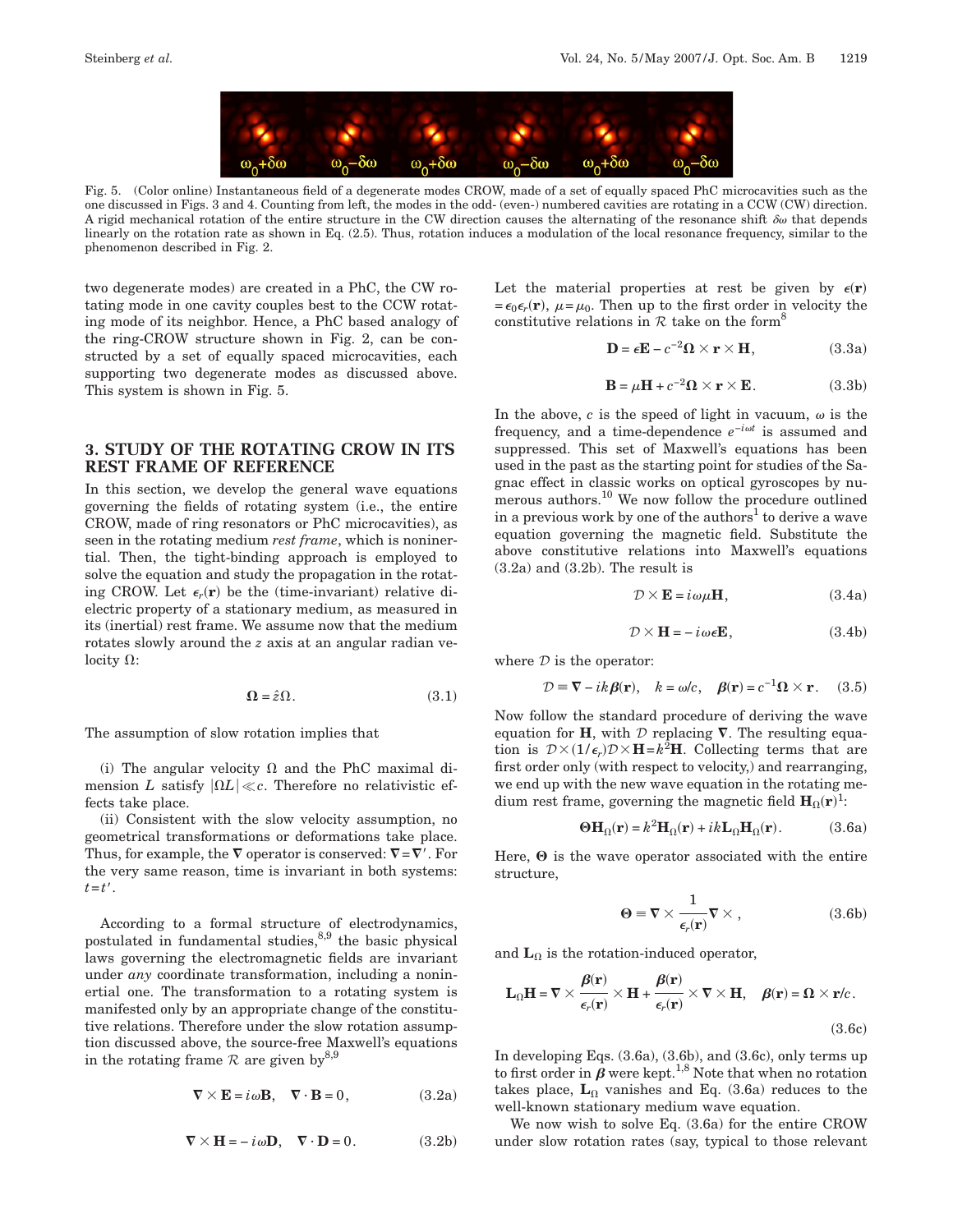Fig. 5. (Color online) Instantaneous field of a degenerate modes CROW, made of a set of equally spaced PhC microcavities such as the one discussed in Figs. 3 and 4. Counting from left, the modes in the odd- (even-) numbered cavities are rotating in a CCW (CW) direction. A rigid mechanical rotation of the entire structure in the CW direction causes the alternating of the resonance shift $\delta\omega$ that depends linearly on the rotation rate as shown in Eq. (2.5). Thus, rotation induces a modulation of the local resonance frequency, similar to the phenomenon described in Fig. 2.

two degenerate modes) are created in a PhC, the CW rotating mode in one cavity couples best to the CCW rotating mode of its neighbor. Hence, a PhC based analogy of the ring-CROW structure shown in Fig. 2, can be constructed by a set of equally spaced microcavities, each supporting two degenerate modes as discussed above. This system is shown in Fig. 5.

## 3. STUDY OF THE ROTATING CROW IN ITS REST FRAME OF REFERENCE

In this section, we develop the general wave equations governing the fields of rotating system (i.e., the entire CROW, made of ring resonators or PhC microcavities), as seen in the rotating medium *rest frame*, which is noninertial. Then, the tight-binding approach is employed to solve the equation and study the propagation in the rotating CROW. Let $\epsilon_r(\mathbf{r})$ be the (time-invariant) relative dielectric property of a stationary medium, as measured in its (inertial) rest frame. We assume now that the medium rotates slowly around the $z$ axis at an angular radian velocity $\Omega$:

$$\mathbf{\Omega} = \hat{z}\Omega. \tag{3.1}$$

The assumption of slow rotation implies that

(i) The angular velocity $\Omega$ and the PhC maximal dimension $L$ satisfy $|\Omega L| \ll c$. Therefore no relativistic effects take place.

(ii) Consistent with the slow velocity assumption, no geometrical transformations or deformations take place. Thus, for example, the $\nabla$ operator is conserved: $\nabla = \nabla'$. For the very same reason, time is invariant in both systems: $t = t'$.

According to a formal structure of electrodynamics, postulated in fundamental studies,[8,9] the basic physical laws governing the electromagnetic fields are invariant under *any* coordinate transformation, including a noninertial one. The transformation to a rotating system is manifested only by an appropriate change of the constitutive relations. Therefore under the slow rotation assumption discussed above, the source-free Maxwell's equations in the rotating frame $\mathcal{R}$ are given by[8,9]

$$\nabla \times \mathbf{E} = i\omega \mathbf{B}, \quad \nabla \cdot \mathbf{B} = 0, \tag{3.2a}$$

$$\nabla \times \mathbf{H} = -i\omega \mathbf{D}, \quad \nabla \cdot \mathbf{D} = 0. \tag{3.2b}$$

Let the material properties at rest be given by $\epsilon(\mathbf{r}) = \epsilon_0 \epsilon_r(\mathbf{r})$, $\mu = \mu_0$. Then up to the first order in velocity the constitutive relations in $\mathcal{R}$ take on the form[8]

$$\mathbf{D} = \epsilon \mathbf{E} - c^{-2}\mathbf{\Omega} \times \mathbf{r} \times \mathbf{H}, \tag{3.3a}$$

$$\mathbf{B} = \mu \mathbf{H} + c^{-2}\mathbf{\Omega} \times \mathbf{r} \times \mathbf{E}. \tag{3.3b}$$

In the above, $c$ is the speed of light in vacuum, $\omega$ is the frequency, and a time-dependence $e^{-i\omega t}$ is assumed and suppressed. This set of Maxwell's equations has been used in the past as the starting point for studies of the Sagnac effect in classic works on optical gyroscopes by numerous authors.[10] We now follow the procedure outlined in a previous work by one of the authors[1] to derive a wave equation governing the magnetic field. Substitute the above constitutive relations into Maxwell's equations (3.2a) and (3.2b). The result is

$$\mathcal{D} \times \mathbf{E} = i\omega\mu \mathbf{H}, \tag{3.4a}$$

$$\mathcal{D} \times \mathbf{H} = -i\omega\epsilon \mathbf{E}, \tag{3.4b}$$

where $\mathcal{D}$ is the operator:

$$\mathcal{D} \equiv \nabla - ik\boldsymbol{\beta}(\mathbf{r}), \quad k = \omega/c, \quad \boldsymbol{\beta}(\mathbf{r}) = c^{-1}\mathbf{\Omega} \times \mathbf{r}. \tag{3.5}$$

Now follow the standard procedure of deriving the wave equation for $\mathbf{H}$, with $\mathcal{D}$ replacing $\nabla$. The resulting equation is $\mathcal{D} \times (1/\epsilon_r)\mathcal{D} \times \mathbf{H} = k^2\mathbf{H}$. Collecting terms that are first order only (with respect to velocity,) and rearranging, we end up with the new wave equation in the rotating medium rest frame, governing the magnetic field $\mathbf{H}_\Omega(\mathbf{r})$[1]:

$$\mathbf{\Theta}\mathbf{H}_\Omega(\mathbf{r}) = k^2\mathbf{H}_\Omega(\mathbf{r}) + ik\mathbf{L}_\Omega\mathbf{H}_\Omega(\mathbf{r}). \tag{3.6a}$$

Here, $\mathbf{\Theta}$ is the wave operator associated with the entire structure,

$$\mathbf{\Theta} \equiv \nabla \times \frac{1}{\epsilon_r(\mathbf{r})}\nabla \times, \tag{3.6b}$$

and $\mathbf{L}_\Omega$ is the rotation-induced operator,

$$\mathbf{L}_\Omega\mathbf{H} = \nabla \times \frac{\boldsymbol{\beta}(\mathbf{r})}{\epsilon_r(\mathbf{r})} \times \mathbf{H} + \frac{\boldsymbol{\beta}(\mathbf{r})}{\epsilon_r(\mathbf{r})} \times \nabla \times \mathbf{H}, \quad \boldsymbol{\beta}(\mathbf{r}) = \mathbf{\Omega} \times \mathbf{r}/c. \tag{3.6c}$$

In developing Eqs. (3.6a), (3.6b), and (3.6c), only terms up to first order in $\boldsymbol{\beta}$ were kept.[1,8] Note that when no rotation takes place, $\mathbf{L}_\Omega$ vanishes and Eq. (3.6a) reduces to the well-known stationary medium wave equation.

We now wish to solve Eq. (3.6a) for the entire CROW under slow rotation rates (say, typical to those relevant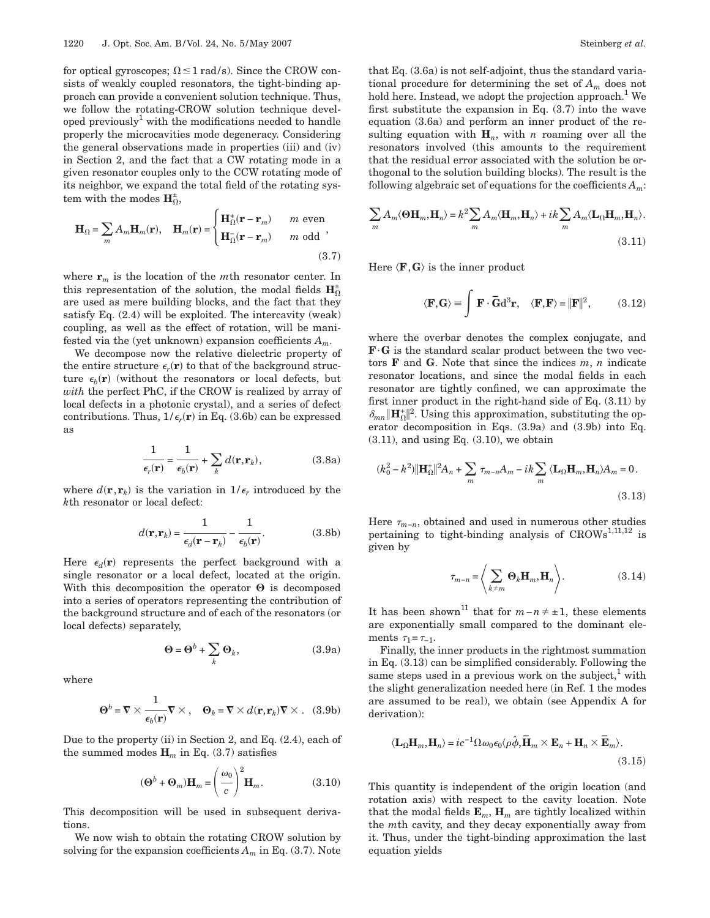for optical gyroscopes; $\Omega \leq 1$ rad/s). Since the CROW consists of weakly coupled resonators, the tight-binding approach can provide a convenient solution technique. Thus, we follow the rotating-CROW solution technique developed previously[1] with the modifications needed to handle properly the microcavities mode degeneracy. Considering the general observations made in properties (iii) and (iv) in Section 2, and the fact that a CW rotating mode in a given resonator couples only to the CCW rotating mode of its neighbor, we expand the total field of the rotating system with the modes $\mathbf{H}_\Omega^{\pm}$,

$$\mathbf{H}_\Omega = \sum_m A_m \mathbf{H}_m(\mathbf{r}), \quad \mathbf{H}_m(\mathbf{r}) = \begin{cases} \mathbf{H}_\Omega^{+}(\mathbf{r}-\mathbf{r}_m) & m \text{ even} \\ \mathbf{H}_\Omega^{-}(\mathbf{r}-\mathbf{r}_m) & m \text{ odd} \end{cases}, \tag{3.7}$$

where $\mathbf{r}_m$ is the location of the $m$th resonator center. In this representation of the solution, the modal fields $\mathbf{H}_\Omega^{\pm}$ are used as mere building blocks, and the fact that they satisfy Eq. (2.4) will be exploited. The intercavity (weak) coupling, as well as the effect of rotation, will be manifested via the (yet unknown) expansion coefficients $A_m$.

We decompose now the relative dielectric property of the entire structure $\epsilon_r(\mathbf{r})$ to that of the background structure $\epsilon_b(\mathbf{r})$ (without the resonators or local defects, but *with* the perfect PhC, if the CROW is realized by array of local defects in a photonic crystal), and a series of defect contributions. Thus, $1/\epsilon_r(\mathbf{r})$ in Eq. (3.6b) can be expressed as

$$\frac{1}{\epsilon_r(\mathbf{r})} = \frac{1}{\epsilon_b(\mathbf{r})} + \sum_k d(\mathbf{r},\mathbf{r}_k), \tag{3.8a}$$

where $d(\mathbf{r},\mathbf{r}_k)$ is the variation in $1/\epsilon_r$ introduced by the $k$th resonator or local defect:

$$d(\mathbf{r},\mathbf{r}_k) = \frac{1}{\epsilon_d(\mathbf{r}-\mathbf{r}_k)} - \frac{1}{\epsilon_b(\mathbf{r})}. \tag{3.8b}$$

Here $\epsilon_d(\mathbf{r})$ represents the perfect background with a single resonator or a local defect, located at the origin. With this decomposition the operator $\boldsymbol{\Theta}$ is decomposed into a series of operators representing the contribution of the background structure and of each of the resonators (or local defects) separately,

$$\boldsymbol{\Theta} = \boldsymbol{\Theta}^b + \sum_k \boldsymbol{\Theta}_k, \tag{3.9a}$$

where

$$\boldsymbol{\Theta}^b = \nabla \times \frac{1}{\epsilon_b(\mathbf{r})}\nabla \times, \quad \boldsymbol{\Theta}_k = \nabla \times d(\mathbf{r},\mathbf{r}_k)\nabla \times. \tag{3.9b}$$

Due to the property (ii) in Section 2, and Eq. (2.4), each of the summed modes $\mathbf{H}_m$ in Eq. (3.7) satisfies

$$(\boldsymbol{\Theta}^b + \boldsymbol{\Theta}_m)\mathbf{H}_m = \left(\frac{\omega_0}{c}\right)^2 \mathbf{H}_m. \tag{3.10}$$

This decomposition will be used in subsequent derivations.

We now wish to obtain the rotating CROW solution by solving for the expansion coefficients $A_m$ in Eq. (3.7). Note that Eq. (3.6a) is not self-adjoint, thus the standard variational procedure for determining the set of $A_m$ does not hold here. Instead, we adopt the projection approach.[1] We first substitute the expansion in Eq. (3.7) into the wave equation (3.6a) and perform an inner product of the resulting equation with $\mathbf{H}_n$, with $n$ roaming over all the resonators involved (this amounts to the requirement that the residual error associated with the solution be orthogonal to the solution building blocks). The result is the following algebraic set of equations for the coefficients $A_m$:

$$\sum_m A_m \langle \boldsymbol{\Theta}\mathbf{H}_m, \mathbf{H}_n\rangle = k^2 \sum_m A_m \langle \mathbf{H}_m, \mathbf{H}_n\rangle + ik\sum_m A_m \langle \mathbf{L}_\Omega \mathbf{H}_m, \mathbf{H}_n\rangle. \tag{3.11}$$

Here $\langle \mathbf{F},\mathbf{G}\rangle$ is the inner product

$$\langle \mathbf{F},\mathbf{G}\rangle \equiv \int \mathbf{F}\cdot\bar{\mathbf{G}}\mathrm{d}^3\mathbf{r}, \quad \langle \mathbf{F},\mathbf{F}\rangle = \|\mathbf{F}\|^2, \tag{3.12}$$

where the overbar denotes the complex conjugate, and $\mathbf{F}\cdot\mathbf{G}$ is the standard scalar product between the two vectors $\mathbf{F}$ and $\mathbf{G}$. Note that since the indices $m$, $n$ indicate resonator locations, and since the modal fields in each resonator are tightly confined, we can approximate the first inner product in the right-hand side of Eq. (3.11) by $\delta_{mn}\|\mathbf{H}_\Omega^{+}\|^2$. Using this approximation, substituting the operator decomposition in Eqs. (3.9a) and (3.9b) into Eq. (3.11), and using Eq. (3.10), we obtain

$$(k_0^2 - k^2)\|\mathbf{H}_\Omega^{+}\|^2 A_n + \sum_m \tau_{m-n}A_m - ik\sum_m \langle \mathbf{L}_\Omega \mathbf{H}_m, \mathbf{H}_n\rangle A_m = 0. \tag{3.13}$$

Here $\tau_{m-n}$, obtained and used in numerous other studies pertaining to tight-binding analysis of CROWs[1,11,12] is given by

$$\tau_{m-n} = \left\langle \sum_{k\neq m} \boldsymbol{\Theta}_k \mathbf{H}_m, \mathbf{H}_n\right\rangle. \tag{3.14}$$

It has been shown[11] that for $m-n \neq \pm 1$, these elements are exponentially small compared to the dominant elements $\tau_1 = \tau_{-1}$.

Finally, the inner products in the rightmost summation in Eq. (3.13) can be simplified considerably. Following the same steps used in a previous work on the subject,[1] with the slight generalization needed here (in Ref. 1 the modes are assumed to be real), we obtain (see Appendix A for derivation):

$$\langle \mathbf{L}_\Omega \mathbf{H}_m, \mathbf{H}_n\rangle = ic^{-1}\Omega\omega_0\epsilon_0\langle \rho\hat{\phi}, \bar{\mathbf{H}}_m \times \mathbf{E}_n + \mathbf{H}_n \times \bar{\mathbf{E}}_m\rangle. \tag{3.15}$$

This quantity is independent of the origin location (and rotation axis) with respect to the cavity location. Note that the modal fields $\mathbf{E}_m$, $\mathbf{H}_m$ are tightly localized within the $m$th cavity, and they decay exponentially away from it. Thus, under the tight-binding approximation the last equation yields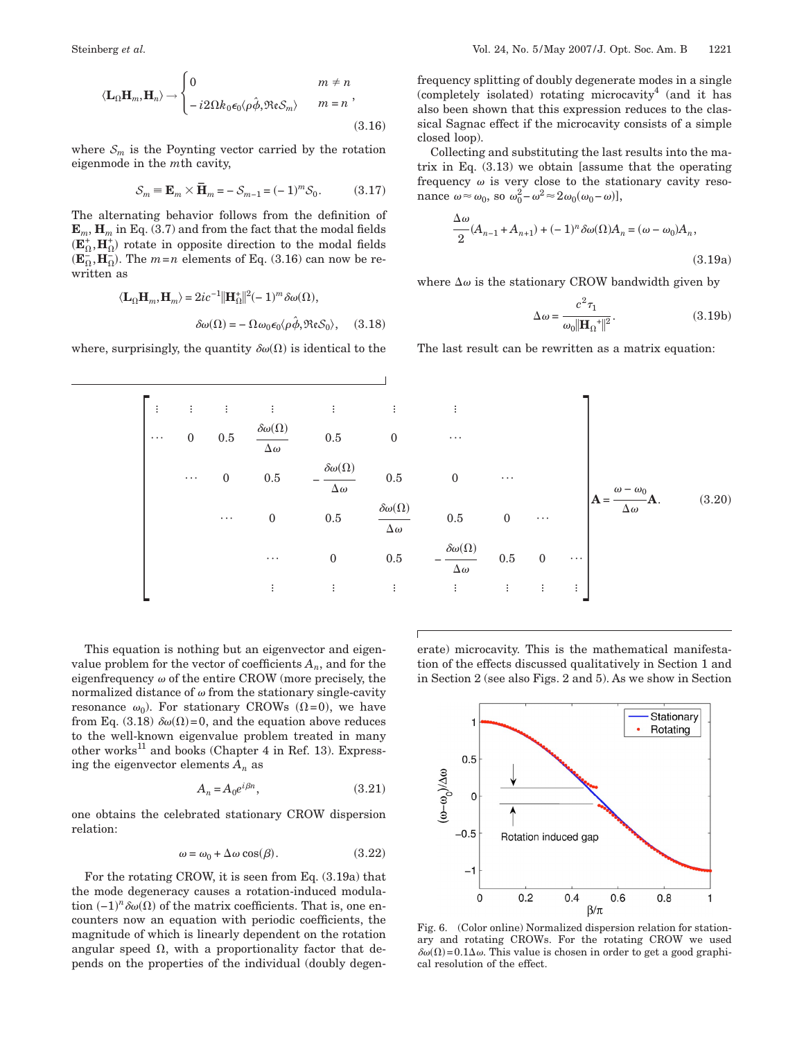$$\langle \mathbf{L}_\Omega \mathbf{H}_m, \mathbf{H}_n \rangle \to \begin{cases} 0 & m \neq n \\ -i2\Omega k_0 \epsilon_0 \langle \rho\hat{\phi}, \Re\mathrm{e}\mathcal{S}_m \rangle & m = n \end{cases}, \tag{3.16}$$

where $\mathcal{S}_m$ is the Poynting vector carried by the rotation eigenmode in the $m$th cavity,

$$\mathcal{S}_m \equiv \mathbf{E}_m \times \bar{\mathbf{H}}_m = -\mathcal{S}_{m-1} = (-1)^m \mathcal{S}_0. \tag{3.17}$$

The alternating behavior follows from the definition of $\mathbf{E}_m, \mathbf{H}_m$ in Eq. (3.7) and from the fact that the modal fields $(\mathbf{E}_\Omega^+, \mathbf{H}_\Omega^+)$ rotate in opposite direction to the modal fields $(\mathbf{E}_\Omega^-, \mathbf{H}_\Omega^-)$. The $m=n$ elements of Eq. (3.16) can now be rewritten as

$$\langle \mathbf{L}_\Omega \mathbf{H}_m, \mathbf{H}_m \rangle = 2ic^{-1}\|\mathbf{H}_\Omega^+\|^2(-1)^m \delta\omega(\Omega),$$

$$\delta\omega(\Omega) = -\Omega\omega_0\epsilon_0\langle \rho\hat{\phi}, \Re\mathrm{e}\mathcal{S}_0\rangle, \tag{3.18}$$

where, surprisingly, the quantity $\delta\omega(\Omega)$ is identical to the frequency splitting of doubly degenerate modes in a single (completely isolated) rotating microcavity[4] (and it has also been shown that this expression reduces to the classical Sagnac effect if the microcavity consists of a simple closed loop).

Collecting and substituting the last results into the matrix in Eq. (3.13) we obtain [assume that the operating frequency $\omega$ is very close to the stationary cavity resonance $\omega \approx \omega_0$, so $\omega_0^2 - \omega^2 \approx 2\omega_0(\omega_0 - \omega)$],

$$\frac{\Delta\omega}{2}(A_{n-1} + A_{n+1}) + (-1)^n \delta\omega(\Omega) A_n = (\omega - \omega_0) A_n, \tag{3.19a}$$

where $\Delta\omega$ is the stationary CROW bandwidth given by

$$\Delta\omega = \frac{c^2 \tau_1}{\omega_0 \|\mathbf{H}_\Omega{}^+\|^2}. \tag{3.19b}$$

The last result can be rewritten as a matrix equation:

$$\begin{bmatrix} \vdots & \vdots & \vdots & \vdots & \vdots & \vdots & \vdots & & & & \\ \cdots & 0 & 0.5 & \frac{\delta\omega(\Omega)}{\Delta\omega} & 0.5 & 0 & \cdots & & & & \\ & \cdots & 0 & 0.5 & -\frac{\delta\omega(\Omega)}{\Delta\omega} & 0.5 & 0 & \cdots & & & \\ & & \cdots & 0 & 0.5 & \frac{\delta\omega(\Omega)}{\Delta\omega} & 0.5 & 0 & \cdots & & \\ & & & \cdots & 0 & 0.5 & -\frac{\delta\omega(\Omega)}{\Delta\omega} & 0.5 & 0 & \cdots & \\ & & & \vdots & \vdots & \vdots & \vdots & \vdots & \vdots & \vdots \end{bmatrix} \mathbf{A} = \frac{\omega - \omega_0}{\Delta\omega}\mathbf{A}. \tag{3.20}$$

This equation is nothing but an eigenvector and eigenvalue problem for the vector of coefficients $A_n$, and for the eigenfrequency $\omega$ of the entire CROW (more precisely, the normalized distance of $\omega$ from the stationary single-cavity resonance $\omega_0$). For stationary CROWs $(\Omega=0)$, we have from Eq. (3.18) $\delta\omega(\Omega)=0$, and the equation above reduces to the well-known eigenvalue problem treated in many other works[11] and books (Chapter 4 in Ref. 13). Expressing the eigenvector elements $A_n$ as

$$A_n = A_0 e^{i\beta n}, \tag{3.21}$$

one obtains the celebrated stationary CROW dispersion relation:

$$\omega = \omega_0 + \Delta\omega \cos(\beta). \tag{3.22}$$

For the rotating CROW, it is seen from Eq. (3.19a) that the mode degeneracy causes a rotation-induced modulation $(-1)^n \delta\omega(\Omega)$ of the matrix coefficients. That is, one encounters now an equation with periodic coefficients, the magnitude of which is linearly dependent on the rotation angular speed $\Omega$, with a proportionality factor that depends on the properties of the individual (doubly degenerate) microcavity. This is the mathematical manifestation of the effects discussed qualitatively in Section 1 and in Section 2 (see also Figs. 2 and 5). As we show in Section

Fig. 6. (Color online) Normalized dispersion relation for stationary and rotating CROWs. For the rotating CROW we used $\delta\omega(\Omega)=0.1\Delta\omega$. This value is chosen in order to get a good graphical resolution of the effect.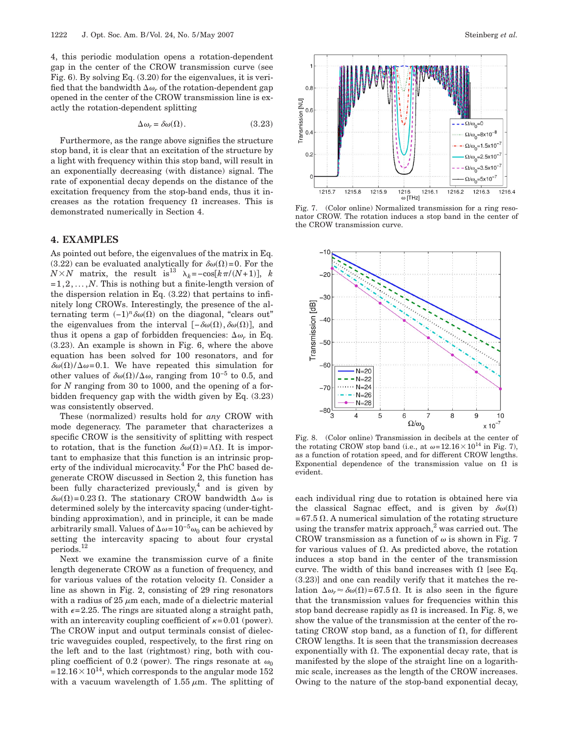4, this periodic modulation opens a rotation-dependent gap in the center of the CROW transmission curve (see Fig. 6). By solving Eq. (3.20) for the eigenvalues, it is verified that the bandwidth $\Delta\omega_r$ of the rotation-dependent gap opened in the center of the CROW transmission line is exactly the rotation-dependent splitting

$$\Delta\omega_r = \delta\omega(\Omega). \tag{3.23}$$

Furthermore, as the range above signifies the structure stop band, it is clear that an excitation of the structure by a light with frequency within this stop band, will result in an exponentially decreasing (with distance) signal. The rate of exponential decay depends on the distance of the excitation frequency from the stop-band ends, thus it increases as the rotation frequency $\Omega$ increases. This is demonstrated numerically in Section 4.

## 4. EXAMPLES

As pointed out before, the eigenvalues of the matrix in Eq. (3.22) can be evaluated analytically for $\delta\omega(\Omega)=0$. For the $N\times N$ matrix, the result is[13] $\lambda_k=-\cos[k\pi/(N+1)]$, $k=1,2,\ldots,N$. This is nothing but a finite-length version of the dispersion relation in Eq. (3.22) that pertains to infinitely long CROWs. Interestingly, the presence of the alternating term $(-1)^n\delta\omega(\Omega)$ on the diagonal, "clears out" the eigenvalues from the interval $[-\delta\omega(\Omega),\delta\omega(\Omega)]$, and thus it opens a gap of forbidden frequencies: $\Delta\omega_r$ in Eq. (3.23). An example is shown in Fig. 6, where the above equation has been solved for 100 resonators, and for $\delta\omega(\Omega)/\Delta\omega=0.1$. We have repeated this simulation for other values of $\delta\omega(\Omega)/\Delta\omega$, ranging from $10^{-5}$ to 0.5, and for $N$ ranging from 30 to 1000, and the opening of a forbidden frequency gap with the width given by Eq. (3.23) was consistently observed.

These (normalized) results hold for *any* CROW with mode degeneracy. The parameter that characterizes a specific CROW is the sensitivity of splitting with respect to rotation, that is the function $\delta\omega(\Omega)=\Lambda\Omega$. It is important to emphasize that this function is an intrinsic property of the individual microcavity.[4] For the PhC based degenerate CROW discussed in Section 2, this function has been fully characterized previously,[4] and is given by $\delta\omega(\Omega)=0.23\,\Omega$. The stationary CROW bandwidth $\Delta\omega$ is determined solely by the intercavity spacing (under-tight-binding approximation), and in principle, it can be made arbitrarily small. Values of $\Delta\omega=10^{-5}\omega_0$ can be achieved by setting the intercavity spacing to about four crystal periods.[12]

Next we examine the transmission curve of a finite length degenerate CROW as a function of frequency, and for various values of the rotation velocity $\Omega$. Consider a line as shown in Fig. 2, consisting of 29 ring resonators with a radius of 25 $\mu$m each, made of a dielectric material with $\epsilon=2.25$. The rings are situated along a straight path, with an intercavity coupling coefficient of $\kappa=0.01$ (power). The CROW input and output terminals consist of dielectric waveguides coupled, respectively, to the first ring on the left and to the last (rightmost) ring, both with coupling coefficient of 0.2 (power). The rings resonate at $\omega_0=12.16\times10^{14}$, which corresponds to the angular mode 152 with a vacuum wavelength of 1.55 $\mu$m. The splitting of each individual ring due to rotation is obtained here via the classical Sagnac effect, and is given by $\delta\omega(\Omega)=67.5\,\Omega$. A numerical simulation of the rotating structure using the transfer matrix approach,[2] was carried out. The CROW transmission as a function of $\omega$ is shown in Fig. 7 for various values of $\Omega$. As predicted above, the rotation induces a stop band in the center of the transmission curve. The width of this band increases with $\Omega$ [see Eq. (3.23)] and one can readily verify that it matches the relation $\Delta\omega_r\approx\delta\omega(\Omega)=67.5\,\Omega$. It is also seen in the figure that the transmission values for frequencies within this stop band decrease rapidly as $\Omega$ is increased. In Fig. 8, we show the value of the transmission at the center of the rotating CROW stop band, as a function of $\Omega$, for different CROW lengths. It is seen that the transmission decreases exponentially with $\Omega$. The exponential decay rate, that is manifested by the slope of the straight line on a logarithmic scale, increases as the length of the CROW increases. Owing to the nature of the stop-band exponential decay,

Fig. 7. (Color online) Normalized transmission for a ring resonator CROW. The rotation induces a stop band in the center of the CROW transmission curve.

Fig. 8. (Color online) Transmission in decibels at the center of the rotating CROW stop band (i.e., at $\omega=12.16\times10^{14}$ in Fig. 7), as a function of rotation speed, and for different CROW lengths. Exponential dependence of the transmission value on $\Omega$ is evident.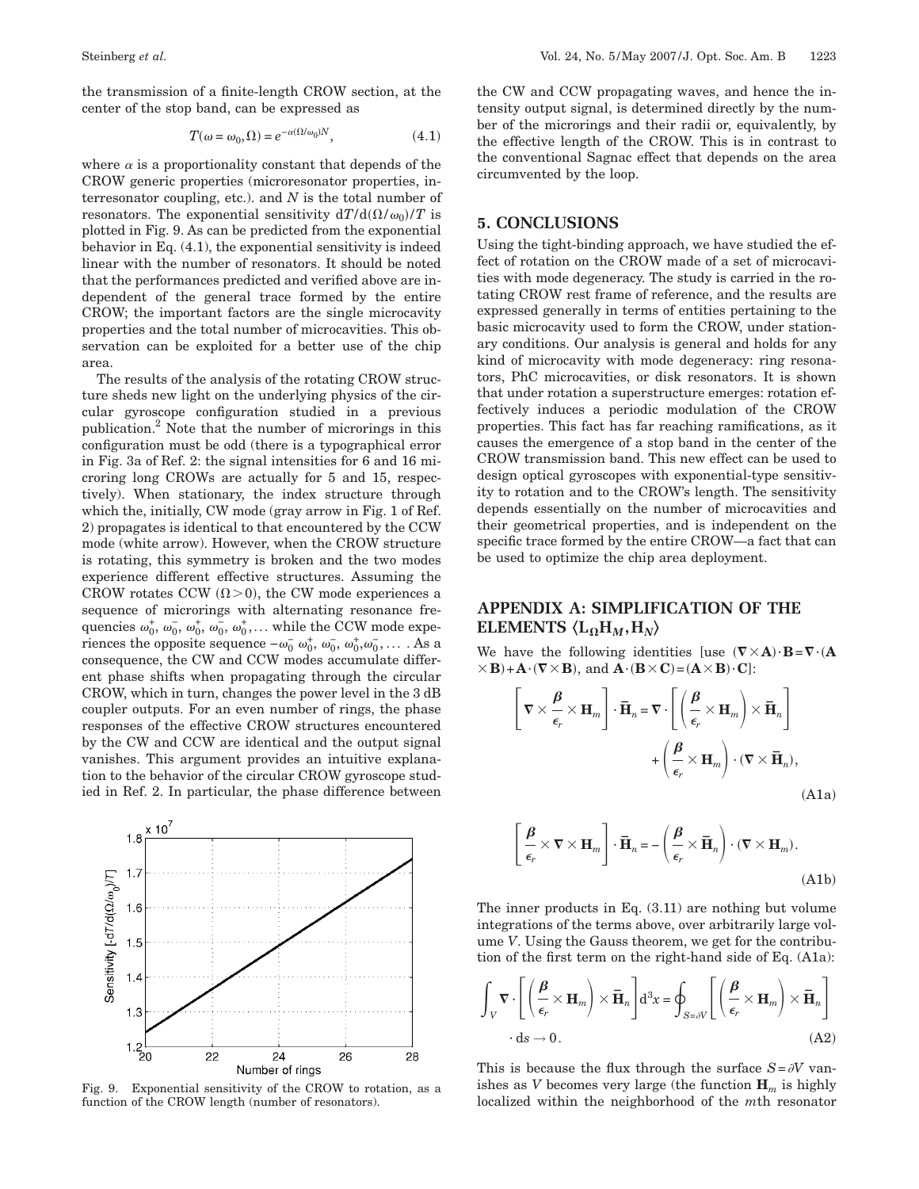the transmission of a finite-length CROW section, at the center of the stop band, can be expressed as

$$T(\omega = \omega_0, \Omega) = e^{-\alpha(\Omega/\omega_0)N}, \tag{4.1}$$

where $\alpha$ is a proportionality constant that depends of the CROW generic properties (microresonator properties, interresonator coupling, etc.). and $N$ is the total number of resonators. The exponential sensitivity $\mathrm{d}T/\mathrm{d}(\Omega/\omega_0)/T$ is plotted in Fig. 9. As can be predicted from the exponential behavior in Eq. (4.1), the exponential sensitivity is indeed linear with the number of resonators. It should be noted that the performances predicted and verified above are independent of the general trace formed by the entire CROW; the important factors are the single microcavity properties and the total number of microcavities. This observation can be exploited for a better use of the chip area.

The results of the analysis of the rotating CROW structure sheds new light on the underlying physics of the circular gyroscope configuration studied in a previous publication.[2] Note that the number of microrings in this configuration must be odd (there is a typographical error in Fig. 3a of Ref. 2: the signal intensities for 6 and 16 microring long CROWs are actually for 5 and 15, respectively). When stationary, the index structure through which the, initially, CW mode (gray arrow in Fig. 1 of Ref. 2) propagates is identical to that encountered by the CCW mode (white arrow). However, when the CROW structure is rotating, this symmetry is broken and the two modes experience different effective structures. Assuming the CROW rotates CCW ($\Omega > 0$), the CW mode experiences a sequence of microrings with alternating resonance frequencies $\omega_0^+, \omega_0^-, \omega_0^+, \omega_0^-, \omega_0^+, \ldots$ while the CCW mode experiences the opposite sequence $-\omega_0^- \ \omega_0^+, \omega_0^-, \omega_0^+, \omega_0^-, \ldots$ . As a consequence, the CW and CCW modes accumulate different phase shifts when propagating through the circular CROW, which in turn, changes the power level in the 3 dB coupler outputs. For an even number of rings, the phase responses of the effective CROW structures encountered by the CW and CCW are identical and the output signal vanishes. This argument provides an intuitive explanation to the behavior of the circular CROW gyroscope studied in Ref. 2. In particular, the phase difference between the CW and CCW propagating waves, and hence the intensity output signal, is determined directly by the number of the microrings and their radii or, equivalently, by the effective length of the CROW. This is in contrast to the conventional Sagnac effect that depends on the area circumvented by the loop.

Fig. 9. Exponential sensitivity of the CROW to rotation, as a function of the CROW length (number of resonators).

## 5. CONCLUSIONS

Using the tight-binding approach, we have studied the effect of rotation on the CROW made of a set of microcavities with mode degeneracy. The study is carried in the rotating CROW rest frame of reference, and the results are expressed generally in terms of entities pertaining to the basic microcavity used to form the CROW, under stationary conditions. Our analysis is general and holds for any kind of microcavity with mode degeneracy: ring resonators, PhC microcavities, or disk resonators. It is shown that under rotation a superstructure emerges: rotation effectively induces a periodic modulation of the CROW properties. This fact has far reaching ramifications, as it causes the emergence of a stop band in the center of the CROW transmission band. This new effect can be used to design optical gyroscopes with exponential-type sensitivity to rotation and to the CROW's length. The sensitivity depends essentially on the number of microcavities and their geometrical properties, and is independent on the specific trace formed by the entire CROW—a fact that can be used to optimize the chip area deployment.

## APPENDIX A: SIMPLIFICATION OF THE ELEMENTS $\langle \mathbf{L}_\Omega \mathbf{H}_M, \mathbf{H}_N \rangle$

We have the following identities [use $(\nabla \times \mathbf{A}) \cdot \mathbf{B} = \nabla \cdot (\mathbf{A} \times \mathbf{B}) + \mathbf{A} \cdot (\nabla \times \mathbf{B})$, and $\mathbf{A} \cdot (\mathbf{B} \times \mathbf{C}) = (\mathbf{A} \times \mathbf{B}) \cdot \mathbf{C}$]:

$$\left[ \nabla \times \frac{\boldsymbol{\beta}}{\epsilon_r} \times \mathbf{H}_m \right] \cdot \bar{\mathbf{H}}_n = \nabla \cdot \left[ \left( \frac{\boldsymbol{\beta}}{\epsilon_r} \times \mathbf{H}_m \right) \times \bar{\mathbf{H}}_n \right] + \left( \frac{\boldsymbol{\beta}}{\epsilon_r} \times \mathbf{H}_m \right) \cdot (\nabla \times \bar{\mathbf{H}}_n), \tag{A1a}$$

$$\left[ \frac{\boldsymbol{\beta}}{\epsilon_r} \times \nabla \times \mathbf{H}_m \right] \cdot \bar{\mathbf{H}}_n = -\left( \frac{\boldsymbol{\beta}}{\epsilon_r} \times \bar{\mathbf{H}}_n \right) \cdot (\nabla \times \mathbf{H}_m). \tag{A1b}$$

The inner products in Eq. (3.11) are nothing but volume integrations of the terms above, over arbitrarily large volume $V$. Using the Gauss theorem, we get for the contribution of the first term on the right-hand side of Eq. (A1a):

$$\int_V \nabla \cdot \left[ \left( \frac{\boldsymbol{\beta}}{\epsilon_r} \times \mathbf{H}_m \right) \times \bar{\mathbf{H}}_n \right] \mathrm{d}^3 x = \oint_{S=\partial V} \left[ \left( \frac{\boldsymbol{\beta}}{\epsilon_r} \times \mathbf{H}_m \right) \times \bar{\mathbf{H}}_n \right] \cdot \mathrm{d}\mathbf{s} \to 0. \tag{A2}$$

This is because the flux through the surface $S = \partial V$ vanishes as $V$ becomes very large (the function $\mathbf{H}_m$ is highly localized within the neighborhood of the $m$th resonator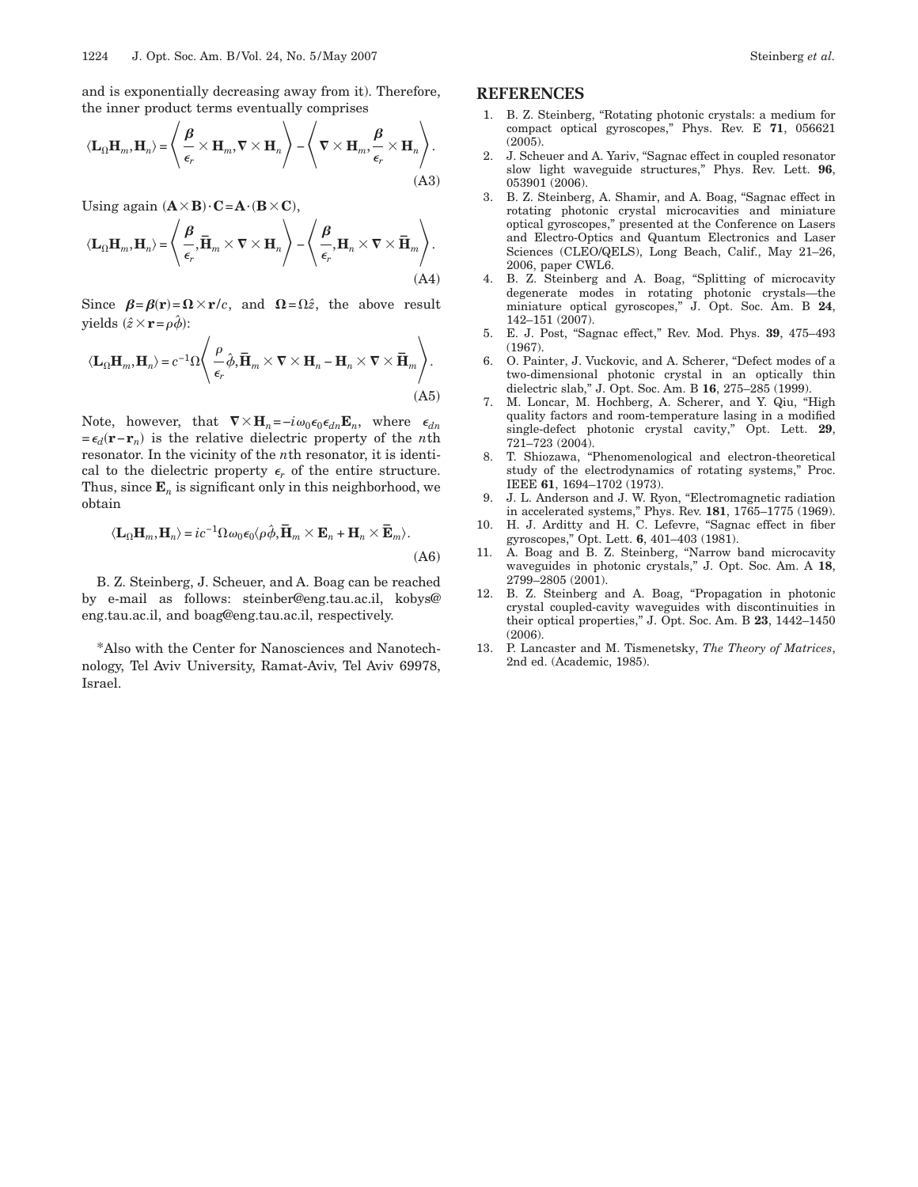and is exponentially decreasing away from it). Therefore, the inner product terms eventually comprises

$$\langle \mathbf{L}_\Omega \mathbf{H}_m, \mathbf{H}_n \rangle = \left\langle \frac{\boldsymbol{\beta}}{\epsilon_r} \times \mathbf{H}_m, \nabla \times \mathbf{H}_n \right\rangle - \left\langle \nabla \times \mathbf{H}_m, \frac{\boldsymbol{\beta}}{\epsilon_r} \times \mathbf{H}_n \right\rangle. \tag{A3}$$

Using again $(\mathbf{A}\times\mathbf{B})\cdot\mathbf{C} = \mathbf{A}\cdot(\mathbf{B}\times\mathbf{C})$,

$$\langle \mathbf{L}_\Omega \mathbf{H}_m, \mathbf{H}_n \rangle = \left\langle \frac{\boldsymbol{\beta}}{\epsilon_r}, \bar{\mathbf{H}}_m \times \nabla \times \mathbf{H}_n \right\rangle - \left\langle \frac{\boldsymbol{\beta}}{\epsilon_r}, \mathbf{H}_n \times \nabla \times \bar{\mathbf{H}}_m \right\rangle. \tag{A4}$$

Since $\boldsymbol{\beta} = \boldsymbol{\beta}(\mathbf{r}) = \boldsymbol{\Omega} \times \mathbf{r}/c$, and $\boldsymbol{\Omega} = \Omega\hat{z}$, the above result yields ($\hat{z} \times \mathbf{r} = \rho\hat{\phi}$):

$$\langle \mathbf{L}_\Omega \mathbf{H}_m, \mathbf{H}_n \rangle = c^{-1}\Omega \left\langle \frac{\rho}{\epsilon_r}\hat{\phi}, \bar{\mathbf{H}}_m \times \nabla \times \mathbf{H}_n - \mathbf{H}_n \times \nabla \times \bar{\mathbf{H}}_m \right\rangle. \tag{A5}$$

Note, however, that $\nabla \times \mathbf{H}_n = -i\omega_0\epsilon_0\epsilon_{dn}\mathbf{E}_n$, where $\epsilon_{dn} = \epsilon_d(\mathbf{r}-\mathbf{r}_n)$ is the relative dielectric property of the $n$th resonator. In the vicinity of the $n$th resonator, it is identical to the dielectric property $\epsilon_r$ of the entire structure. Thus, since $\mathbf{E}_n$ is significant only in this neighborhood, we obtain

$$\langle \mathbf{L}_\Omega \mathbf{H}_m, \mathbf{H}_n \rangle = ic^{-1}\Omega\omega_0\epsilon_0 \langle \rho\hat{\phi}, \bar{\mathbf{H}}_m \times \mathbf{E}_n + \mathbf{H}_n \times \bar{\mathbf{E}}_m \rangle. \tag{A6}$$

B. Z. Steinberg, J. Scheuer, and A. Boag can be reached by e-mail as follows: steinber@eng.tau.ac.il, kobys@eng.tau.ac.il, and boag@eng.tau.ac.il, respectively.

*Also with the Center for Nanosciences and Nanotechnology, Tel Aviv University, Ramat-Aviv, Tel Aviv 69978, Israel.

## REFERENCES

1. B. Z. Steinberg, "Rotating photonic crystals: a medium for compact optical gyroscopes," Phys. Rev. E **71**, 056621 (2005).
2. J. Scheuer and A. Yariv, "Sagnac effect in coupled resonator slow light waveguide structures," Phys. Rev. Lett. **96**, 053901 (2006).
3. B. Z. Steinberg, A. Shamir, and A. Boag, "Sagnac effect in rotating photonic crystal microcavities and miniature optical gyroscopes," presented at the Conference on Lasers and Electro-Optics and Quantum Electronics and Laser Sciences (CLEO/QELS), Long Beach, Calif., May 21–26, 2006, paper CWL6.
4. B. Z. Steinberg and A. Boag, "Splitting of microcavity degenerate modes in rotating photonic crystals—the miniature optical gyroscopes," J. Opt. Soc. Am. B **24**, 142–151 (2007).
5. E. J. Post, "Sagnac effect," Rev. Mod. Phys. **39**, 475–493 (1967).
6. O. Painter, J. Vuckovic, and A. Scherer, "Defect modes of a two-dimensional photonic crystal in an optically thin dielectric slab," J. Opt. Soc. Am. B **16**, 275–285 (1999).
7. M. Loncar, M. Hochberg, A. Scherer, and Y. Qiu, "High quality factors and room-temperature lasing in a modified single-defect photonic crystal cavity," Opt. Lett. **29**, 721–723 (2004).
8. T. Shiozawa, "Phenomenological and electron-theoretical study of the electrodynamics of rotating systems," Proc. IEEE **61**, 1694–1702 (1973).
9. J. L. Anderson and J. W. Ryon, "Electromagnetic radiation in accelerated systems," Phys. Rev. **181**, 1765–1775 (1969).
10. H. J. Arditty and H. C. Lefevre, "Sagnac effect in fiber gyroscopes," Opt. Lett. **6**, 401–403 (1981).
11. A. Boag and B. Z. Steinberg, "Narrow band microcavity waveguides in photonic crystals," J. Opt. Soc. Am. A **18**, 2799–2805 (2001).
12. B. Z. Steinberg and A. Boag, "Propagation in photonic crystal coupled-cavity waveguides with discontinuities in their optical properties," J. Opt. Soc. Am. B **23**, 1442–1450 (2006).
13. P. Lancaster and M. Tismenetsky, *The Theory of Matrices*, 2nd ed. (Academic, 1985).